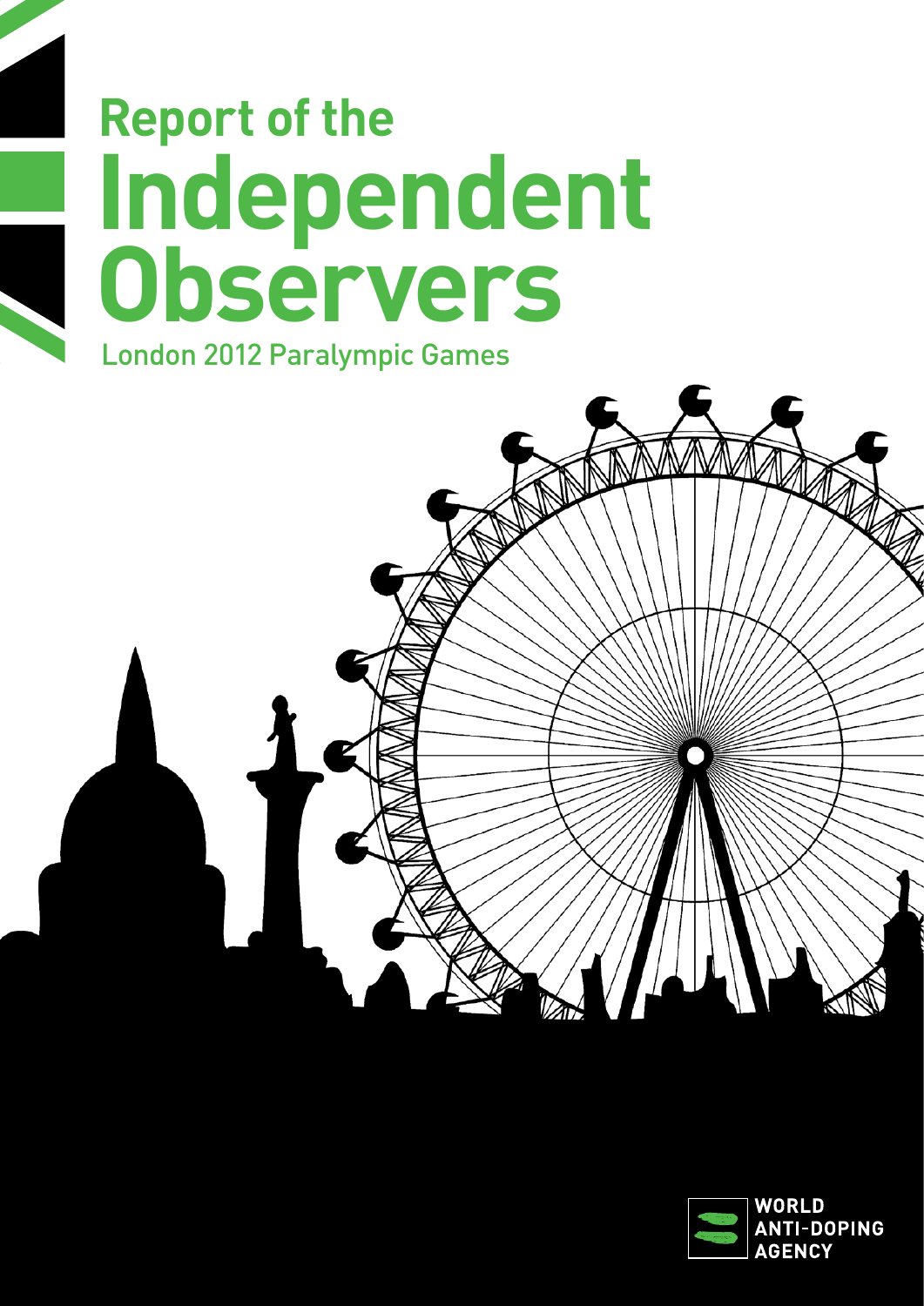# Report of the Independent Observers

## London 2012 Paralympic Games

WORLD ANTI-DOPING AGENCY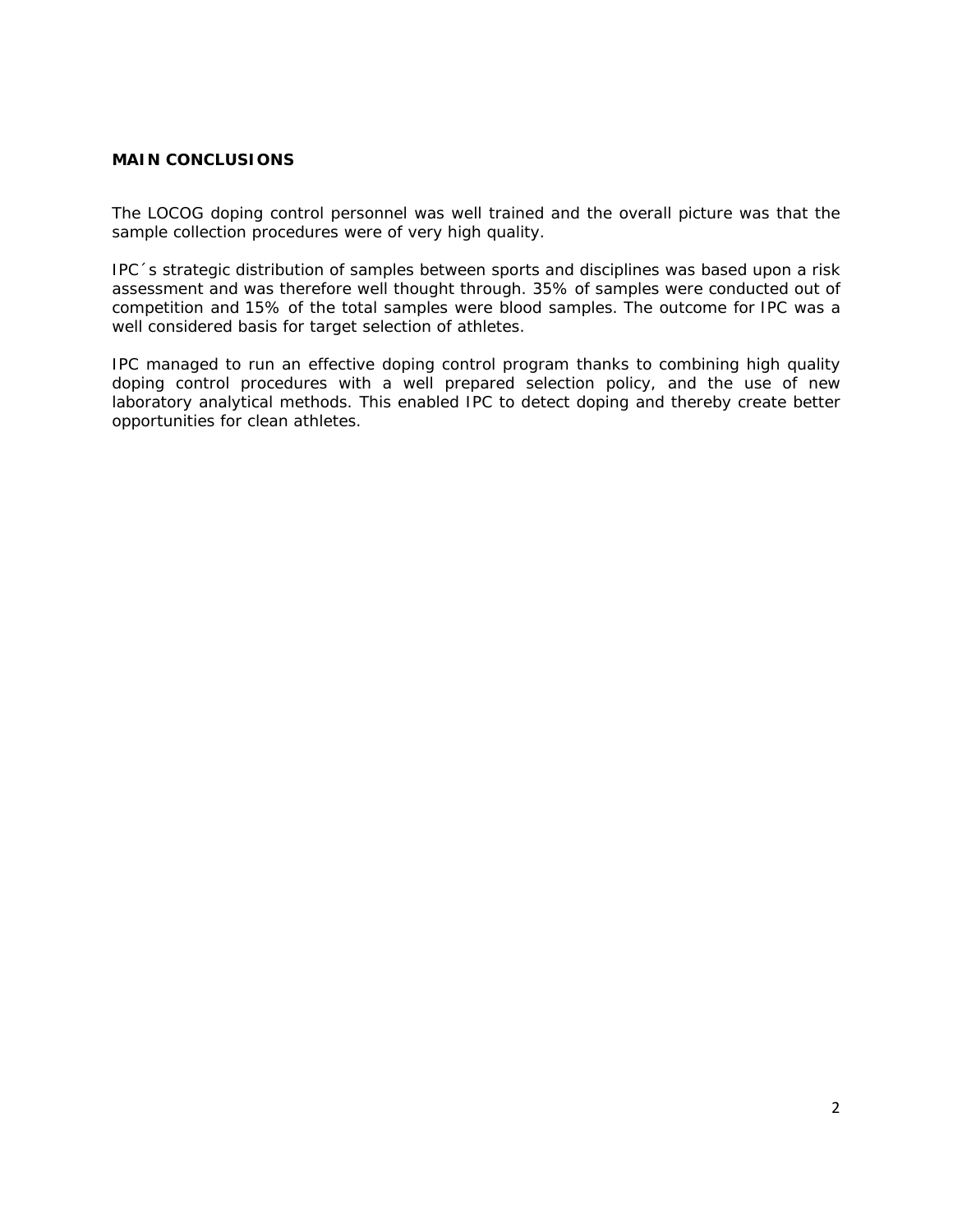## MAIN CONCLUSIONS

The LOCOG doping control personnel was well trained and the overall picture was that the sample collection procedures were of very high quality.

IPC´s strategic distribution of samples between sports and disciplines was based upon a risk assessment and was therefore well thought through. 35% of samples were conducted out of competition and 15% of the total samples were blood samples. The outcome for IPC was a well considered basis for target selection of athletes.

IPC managed to run an effective doping control program thanks to combining high quality doping control procedures with a well prepared selection policy, and the use of new laboratory analytical methods. This enabled IPC to detect doping and thereby create better opportunities for clean athletes.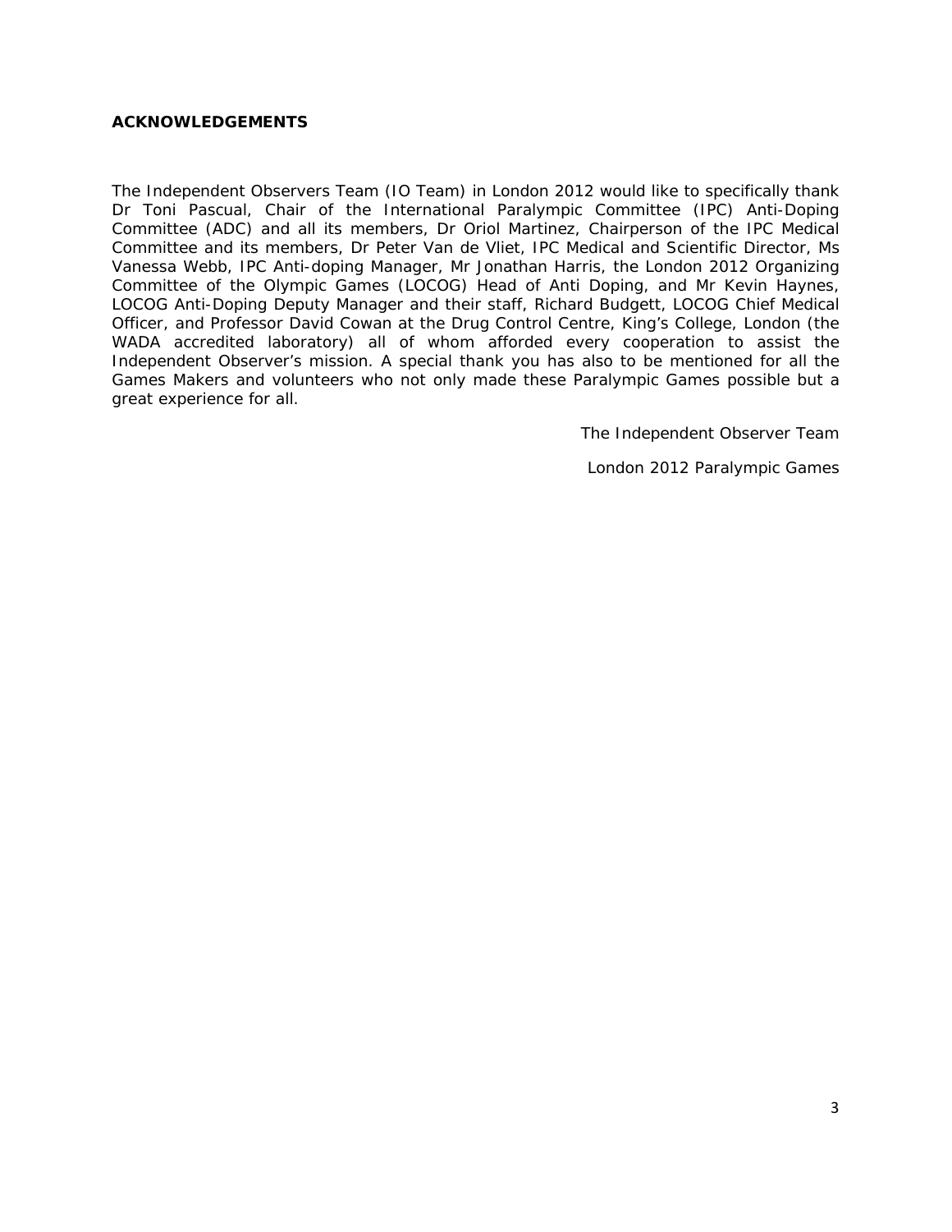## ACKNOWLEDGEMENTS

The Independent Observers Team (IO Team) in London 2012 would like to specifically thank Dr Toni Pascual, Chair of the International Paralympic Committee (IPC) Anti-Doping Committee (ADC) and all its members, Dr Oriol Martinez, Chairperson of the IPC Medical Committee and its members, Dr Peter Van de Vliet, IPC Medical and Scientific Director, Ms Vanessa Webb, IPC Anti-doping Manager, Mr Jonathan Harris, the London 2012 Organizing Committee of the Olympic Games (LOCOG) Head of Anti Doping, and Mr Kevin Haynes, LOCOG Anti-Doping Deputy Manager and their staff, Richard Budgett, LOCOG Chief Medical Officer, and Professor David Cowan at the Drug Control Centre, King's College, London (the WADA accredited laboratory) all of whom afforded every cooperation to assist the Independent Observer's mission. A special thank you has also to be mentioned for all the Games Makers and volunteers who not only made these Paralympic Games possible but a great experience for all.

The Independent Observer Team

London 2012 Paralympic Games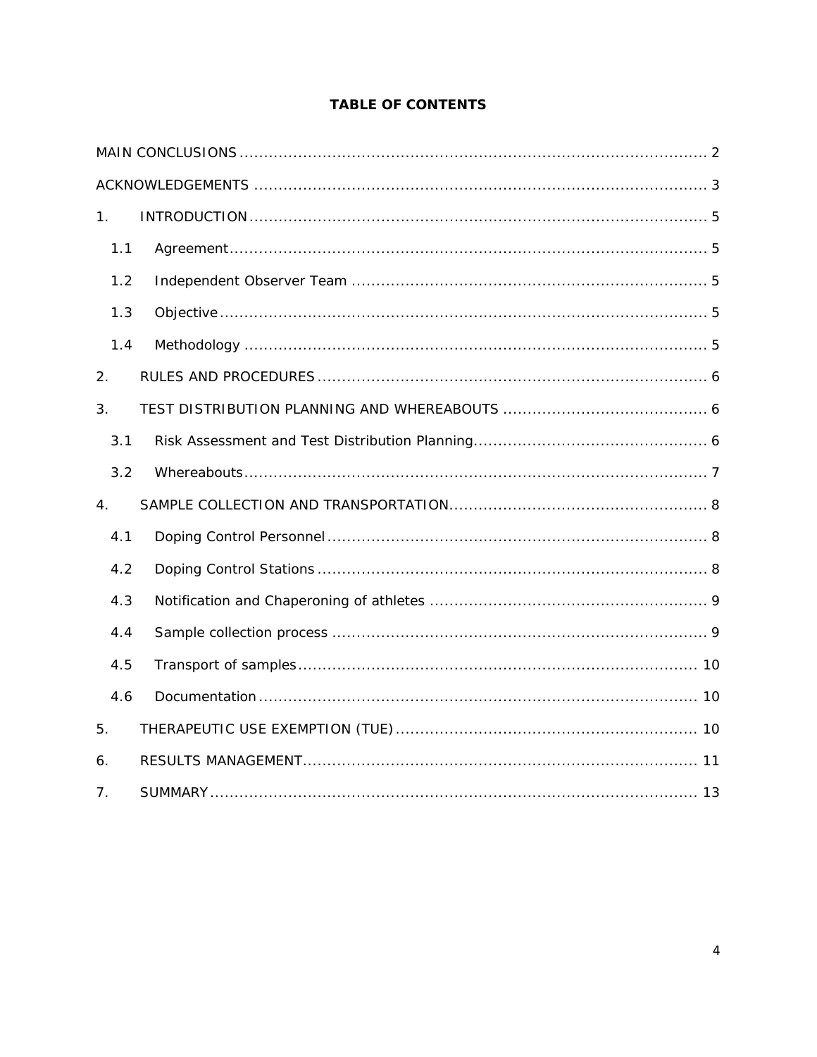**TABLE OF CONTENTS**

MAIN CONCLUSIONS ........ 2

ACKNOWLEDGEMENTS ........ 3

1. INTRODUCTION ........ 5
   - 1.1 Agreement ........ 5
   - 1.2 Independent Observer Team ........ 5
   - 1.3 Objective ........ 5
   - 1.4 Methodology ........ 5

2. RULES AND PROCEDURES ........ 6

3. TEST DISTRIBUTION PLANNING AND WHEREABOUTS ........ 6
   - 3.1 Risk Assessment and Test Distribution Planning ........ 6
   - 3.2 Whereabouts ........ 7

4. SAMPLE COLLECTION AND TRANSPORTATION ........ 8
   - 4.1 Doping Control Personnel ........ 8
   - 4.2 Doping Control Stations ........ 8
   - 4.3 Notification and Chaperoning of athletes ........ 9
   - 4.4 Sample collection process ........ 9
   - 4.5 Transport of samples ........ 10
   - 4.6 Documentation ........ 10

5. THERAPEUTIC USE EXEMPTION (TUE) ........ 10

6. RESULTS MANAGEMENT ........ 11

7. SUMMARY ........ 13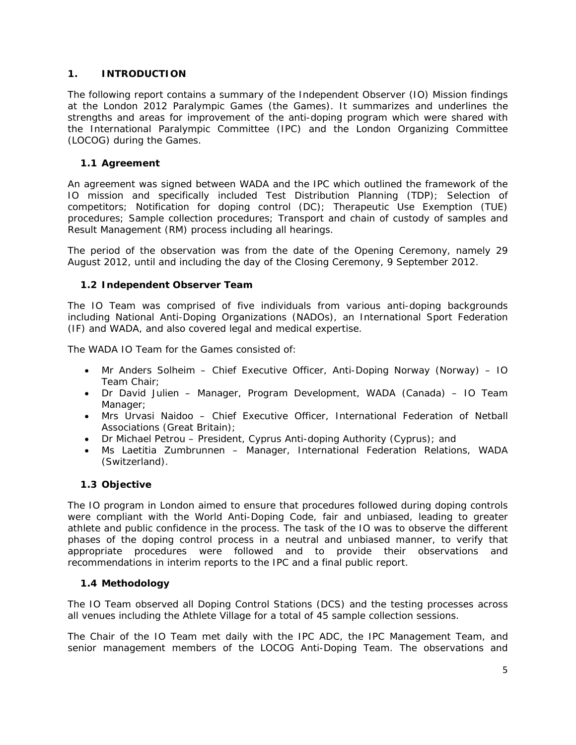## 1. INTRODUCTION

The following report contains a summary of the Independent Observer (IO) Mission findings at the London 2012 Paralympic Games (the Games). It summarizes and underlines the strengths and areas for improvement of the anti-doping program which were shared with the International Paralympic Committee (IPC) and the London Organizing Committee (LOCOG) during the Games.

### 1.1 Agreement

An agreement was signed between WADA and the IPC which outlined the framework of the IO mission and specifically included Test Distribution Planning (TDP); Selection of competitors; Notification for doping control (DC); Therapeutic Use Exemption (TUE) procedures; Sample collection procedures; Transport and chain of custody of samples and Result Management (RM) process including all hearings.

The period of the observation was from the date of the Opening Ceremony, namely 29 August 2012, until and including the day of the Closing Ceremony, 9 September 2012.

### 1.2 Independent Observer Team

The IO Team was comprised of five individuals from various anti-doping backgrounds including National Anti-Doping Organizations (NADOs), an International Sport Federation (IF) and WADA, and also covered legal and medical expertise.

The WADA IO Team for the Games consisted of:

- Mr Anders Solheim – Chief Executive Officer, Anti-Doping Norway (Norway) – IO Team Chair;
- Dr David Julien – Manager, Program Development, WADA (Canada) – IO Team Manager;
- Mrs Urvasi Naidoo – Chief Executive Officer, International Federation of Netball Associations (Great Britain);
- Dr Michael Petrou – President, Cyprus Anti-doping Authority (Cyprus); and
- Ms Laetitia Zumbrunnen – Manager, International Federation Relations, WADA (Switzerland).

### 1.3 Objective

The IO program in London aimed to ensure that procedures followed during doping controls were compliant with the World Anti-Doping Code, fair and unbiased, leading to greater athlete and public confidence in the process. The task of the IO was to observe the different phases of the doping control process in a neutral and unbiased manner, to verify that appropriate procedures were followed and to provide their observations and recommendations in interim reports to the IPC and a final public report.

### 1.4 Methodology

The IO Team observed all Doping Control Stations (DCS) and the testing processes across all venues including the Athlete Village for a total of 45 sample collection sessions.

The Chair of the IO Team met daily with the IPC ADC, the IPC Management Team, and senior management members of the LOCOG Anti-Doping Team. The observations and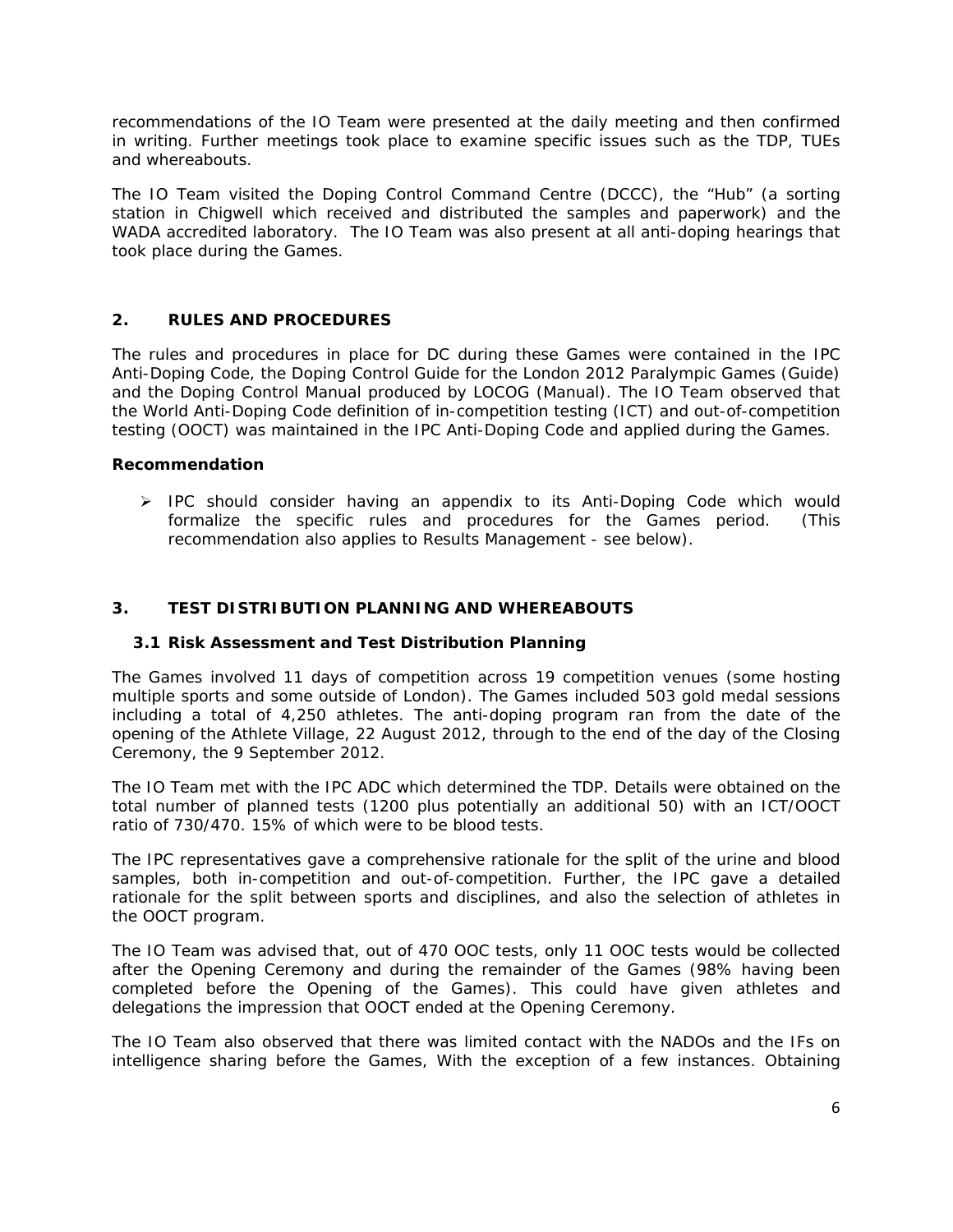recommendations of the IO Team were presented at the daily meeting and then confirmed in writing. Further meetings took place to examine specific issues such as the TDP, TUEs and whereabouts.

The IO Team visited the Doping Control Command Centre (DCCC), the "Hub" (a sorting station in Chigwell which received and distributed the samples and paperwork) and the WADA accredited laboratory. The IO Team was also present at all anti-doping hearings that took place during the Games.

## 2. RULES AND PROCEDURES

The rules and procedures in place for DC during these Games were contained in the IPC Anti-Doping Code, the Doping Control Guide for the London 2012 Paralympic Games (Guide) and the Doping Control Manual produced by LOCOG (Manual). The IO Team observed that the World Anti-Doping Code definition of in-competition testing (ICT) and out-of-competition testing (OOCT) was maintained in the IPC Anti-Doping Code and applied during the Games.

**Recommendation**

- IPC should consider having an appendix to its Anti-Doping Code which would formalize the specific rules and procedures for the Games period. (This recommendation also applies to Results Management - see below).

## 3. TEST DISTRIBUTION PLANNING AND WHEREABOUTS

### 3.1 Risk Assessment and Test Distribution Planning

The Games involved 11 days of competition across 19 competition venues (some hosting multiple sports and some outside of London). The Games included 503 gold medal sessions including a total of 4,250 athletes. The anti-doping program ran from the date of the opening of the Athlete Village, 22 August 2012, through to the end of the day of the Closing Ceremony, the 9 September 2012.

The IO Team met with the IPC ADC which determined the TDP. Details were obtained on the total number of planned tests (1200 plus potentially an additional 50) with an ICT/OOCT ratio of 730/470. 15% of which were to be blood tests.

The IPC representatives gave a comprehensive rationale for the split of the urine and blood samples, both in-competition and out-of-competition. Further, the IPC gave a detailed rationale for the split between sports and disciplines, and also the selection of athletes in the OOCT program.

The IO Team was advised that, out of 470 OOC tests, only 11 OOC tests would be collected after the Opening Ceremony and during the remainder of the Games (98% having been completed before the Opening of the Games). This could have given athletes and delegations the impression that OOCT ended at the Opening Ceremony.

The IO Team also observed that there was limited contact with the NADOs and the IFs on intelligence sharing before the Games, With the exception of a few instances. Obtaining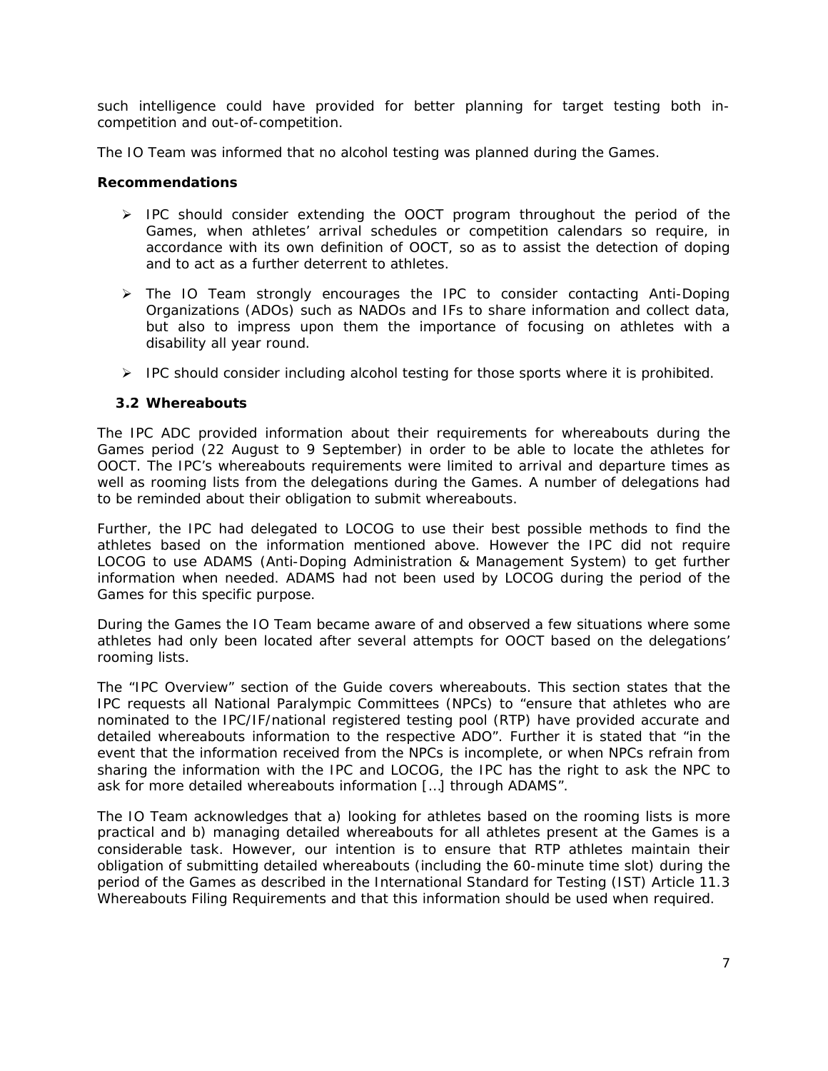such intelligence could have provided for better planning for target testing both in-competition and out-of-competition.

The IO Team was informed that no alcohol testing was planned during the Games.

**Recommendations**

- IPC should consider extending the OOCT program throughout the period of the Games, when athletes' arrival schedules or competition calendars so require, in accordance with its own definition of OOCT, so as to assist the detection of doping and to act as a further deterrent to athletes.
- The IO Team strongly encourages the IPC to consider contacting Anti-Doping Organizations (ADOs) such as NADOs and IFs to share information and collect data, but also to impress upon them the importance of focusing on athletes with a disability all year round.
- IPC should consider including alcohol testing for those sports where it is prohibited.

### 3.2 Whereabouts

The IPC ADC provided information about their requirements for whereabouts during the Games period (22 August to 9 September) in order to be able to locate the athletes for OOCT. The IPC's whereabouts requirements were limited to arrival and departure times as well as rooming lists from the delegations during the Games. A number of delegations had to be reminded about their obligation to submit whereabouts.

Further, the IPC had delegated to LOCOG to use their best possible methods to find the athletes based on the information mentioned above. However the IPC did not require LOCOG to use ADAMS (Anti-Doping Administration & Management System) to get further information when needed. ADAMS had not been used by LOCOG during the period of the Games for this specific purpose.

During the Games the IO Team became aware of and observed a few situations where some athletes had only been located after several attempts for OOCT based on the delegations' rooming lists.

The "IPC Overview" section of the Guide covers whereabouts. This section states that the IPC requests all National Paralympic Committees (NPCs) to "ensure that athletes who are nominated to the IPC/IF/national registered testing pool (RTP) have provided accurate and detailed whereabouts information to the respective ADO". Further it is stated that "in the event that the information received from the NPCs is incomplete, or when NPCs refrain from sharing the information with the IPC and LOCOG, the IPC has the right to ask the NPC to ask for more detailed whereabouts information […] through ADAMS".

The IO Team acknowledges that a) looking for athletes based on the rooming lists is more practical and b) managing detailed whereabouts for all athletes present at the Games is a considerable task. However, our intention is to ensure that RTP athletes maintain their obligation of submitting detailed whereabouts (including the 60-minute time slot) during the period of the Games as described in the International Standard for Testing (IST) Article 11.3 Whereabouts Filing Requirements and that this information should be used when required.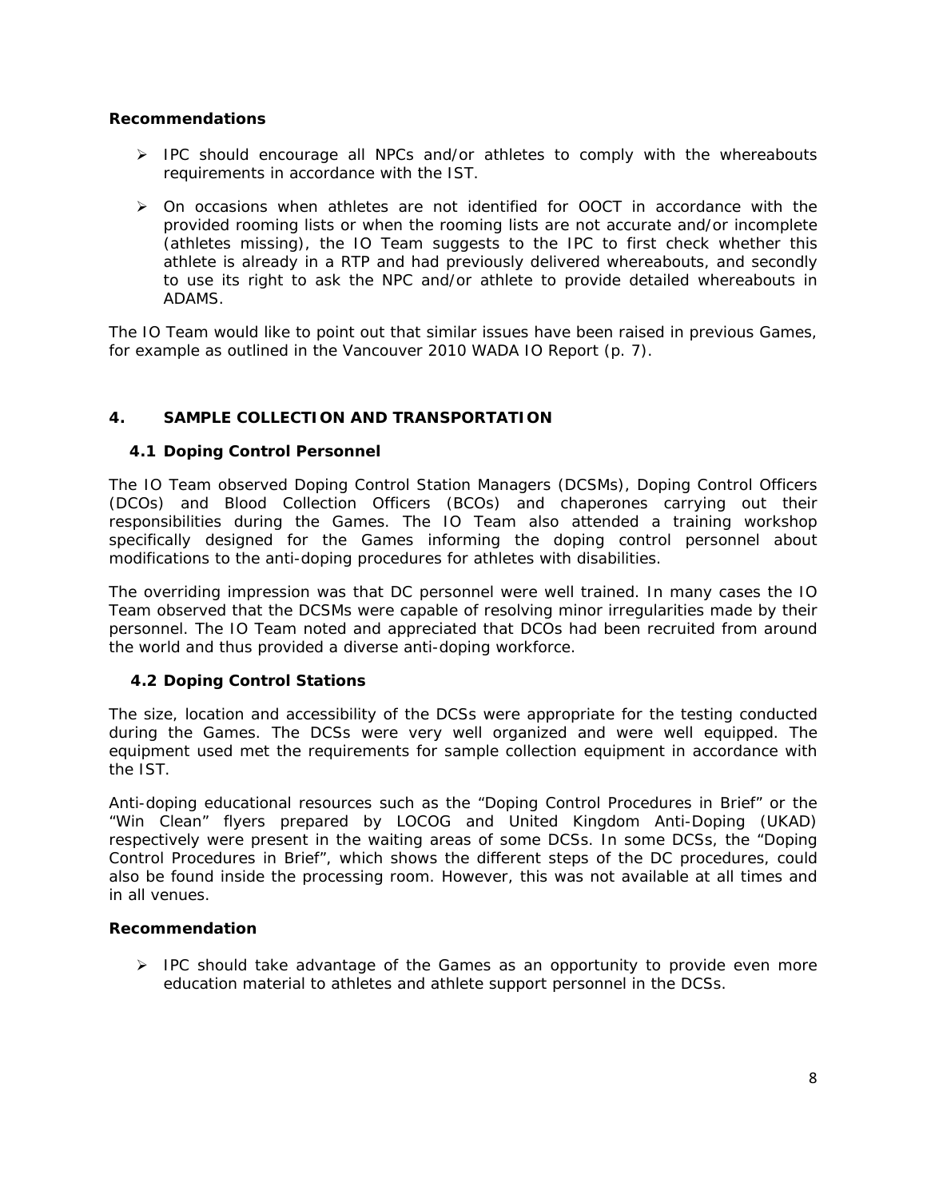**Recommendations**

- IPC should encourage all NPCs and/or athletes to comply with the whereabouts requirements in accordance with the IST.
- On occasions when athletes are not identified for OOCT in accordance with the provided rooming lists or when the rooming lists are not accurate and/or incomplete (athletes missing), the IO Team suggests to the IPC to first check whether this athlete is already in a RTP and had previously delivered whereabouts, and secondly to use its right to ask the NPC and/or athlete to provide detailed whereabouts in ADAMS.

The IO Team would like to point out that similar issues have been raised in previous Games, for example as outlined in the Vancouver 2010 WADA IO Report (p. 7).

## 4. SAMPLE COLLECTION AND TRANSPORTATION

### 4.1 Doping Control Personnel

The IO Team observed Doping Control Station Managers (DCSMs), Doping Control Officers (DCOs) and Blood Collection Officers (BCOs) and chaperones carrying out their responsibilities during the Games. The IO Team also attended a training workshop specifically designed for the Games informing the doping control personnel about modifications to the anti-doping procedures for athletes with disabilities.

The overriding impression was that DC personnel were well trained. In many cases the IO Team observed that the DCSMs were capable of resolving minor irregularities made by their personnel. The IO Team noted and appreciated that DCOs had been recruited from around the world and thus provided a diverse anti-doping workforce.

### 4.2 Doping Control Stations

The size, location and accessibility of the DCSs were appropriate for the testing conducted during the Games. The DCSs were very well organized and were well equipped. The equipment used met the requirements for sample collection equipment in accordance with the IST.

Anti-doping educational resources such as the "Doping Control Procedures in Brief" or the "Win Clean" flyers prepared by LOCOG and United Kingdom Anti-Doping (UKAD) respectively were present in the waiting areas of some DCSs. In some DCSs, the "Doping Control Procedures in Brief", which shows the different steps of the DC procedures, could also be found inside the processing room. However, this was not available at all times and in all venues.

**Recommendation**

- IPC should take advantage of the Games as an opportunity to provide even more education material to athletes and athlete support personnel in the DCSs.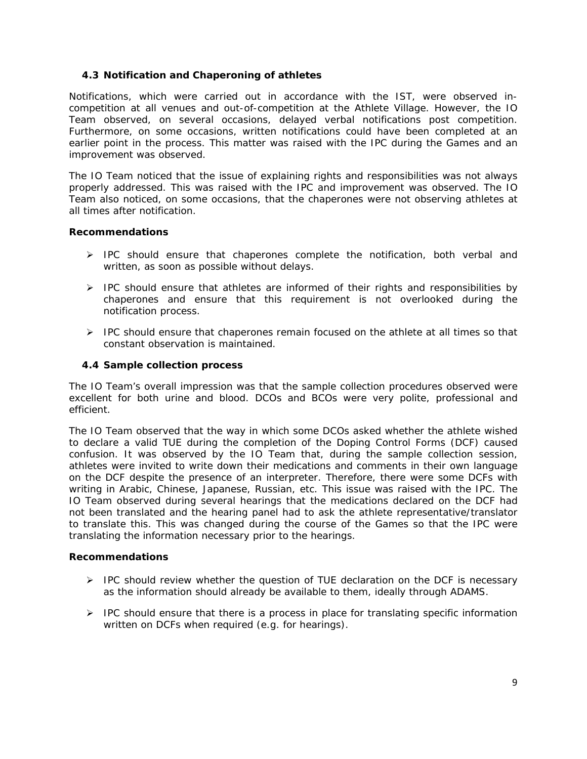### 4.3 Notification and Chaperoning of athletes

Notifications, which were carried out in accordance with the IST, were observed in-competition at all venues and out-of-competition at the Athlete Village. However, the IO Team observed, on several occasions, delayed verbal notifications post competition. Furthermore, on some occasions, written notifications could have been completed at an earlier point in the process. This matter was raised with the IPC during the Games and an improvement was observed.

The IO Team noticed that the issue of explaining rights and responsibilities was not always properly addressed. This was raised with the IPC and improvement was observed. The IO Team also noticed, on some occasions, that the chaperones were not observing athletes at all times after notification.

**Recommendations**

- IPC should ensure that chaperones complete the notification, both verbal and written, as soon as possible without delays.
- IPC should ensure that athletes are informed of their rights and responsibilities by chaperones and ensure that this requirement is not overlooked during the notification process.
- IPC should ensure that chaperones remain focused on the athlete at all times so that constant observation is maintained.

### 4.4 Sample collection process

The IO Team's overall impression was that the sample collection procedures observed were excellent for both urine and blood. DCOs and BCOs were very polite, professional and efficient.

The IO Team observed that the way in which some DCOs asked whether the athlete wished to declare a valid TUE during the completion of the Doping Control Forms (DCF) caused confusion. It was observed by the IO Team that, during the sample collection session, athletes were invited to write down their medications and comments in their own language on the DCF despite the presence of an interpreter. Therefore, there were some DCFs with writing in Arabic, Chinese, Japanese, Russian, etc. This issue was raised with the IPC. The IO Team observed during several hearings that the medications declared on the DCF had not been translated and the hearing panel had to ask the athlete representative/translator to translate this. This was changed during the course of the Games so that the IPC were translating the information necessary prior to the hearings.

**Recommendations**

- IPC should review whether the question of TUE declaration on the DCF is necessary as the information should already be available to them, ideally through ADAMS.
- IPC should ensure that there is a process in place for translating specific information written on DCFs when required (e.g. for hearings).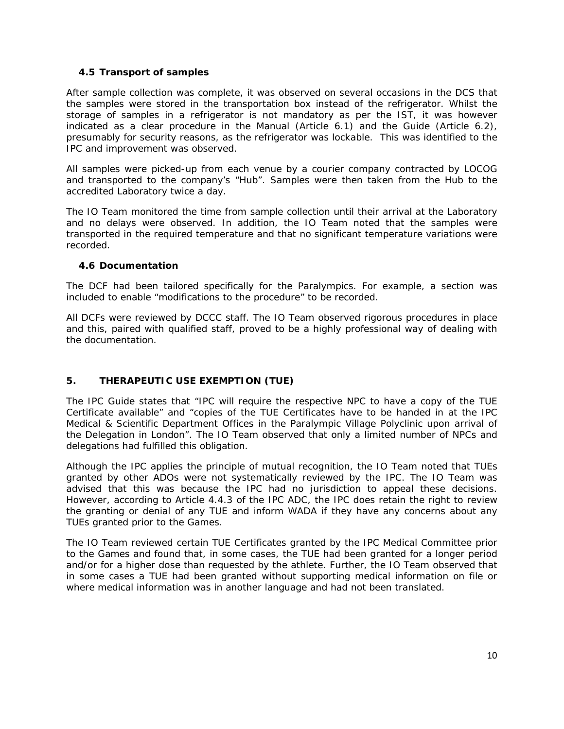### 4.5 Transport of samples

After sample collection was complete, it was observed on several occasions in the DCS that the samples were stored in the transportation box instead of the refrigerator. Whilst the storage of samples in a refrigerator is not mandatory as per the IST, it was however indicated as a clear procedure in the Manual (Article 6.1) and the Guide (Article 6.2), presumably for security reasons, as the refrigerator was lockable. This was identified to the IPC and improvement was observed.

All samples were picked-up from each venue by a courier company contracted by LOCOG and transported to the company's "Hub". Samples were then taken from the Hub to the accredited Laboratory twice a day.

The IO Team monitored the time from sample collection until their arrival at the Laboratory and no delays were observed. In addition, the IO Team noted that the samples were transported in the required temperature and that no significant temperature variations were recorded.

### 4.6 Documentation

The DCF had been tailored specifically for the Paralympics. For example, a section was included to enable "modifications to the procedure" to be recorded.

All DCFs were reviewed by DCCC staff. The IO Team observed rigorous procedures in place and this, paired with qualified staff, proved to be a highly professional way of dealing with the documentation.

## 5. THERAPEUTIC USE EXEMPTION (TUE)

The IPC Guide states that "IPC will require the respective NPC to have a copy of the TUE Certificate available" and "copies of the TUE Certificates have to be handed in at the IPC Medical & Scientific Department Offices in the Paralympic Village Polyclinic upon arrival of the Delegation in London". The IO Team observed that only a limited number of NPCs and delegations had fulfilled this obligation.

Although the IPC applies the principle of mutual recognition, the IO Team noted that TUEs granted by other ADOs were not systematically reviewed by the IPC. The IO Team was advised that this was because the IPC had no jurisdiction to appeal these decisions. However, according to Article 4.4.3 of the IPC ADC, the IPC does retain the right to review the granting or denial of any TUE and inform WADA if they have any concerns about any TUEs granted prior to the Games.

The IO Team reviewed certain TUE Certificates granted by the IPC Medical Committee prior to the Games and found that, in some cases, the TUE had been granted for a longer period and/or for a higher dose than requested by the athlete. Further, the IO Team observed that in some cases a TUE had been granted without supporting medical information on file or where medical information was in another language and had not been translated.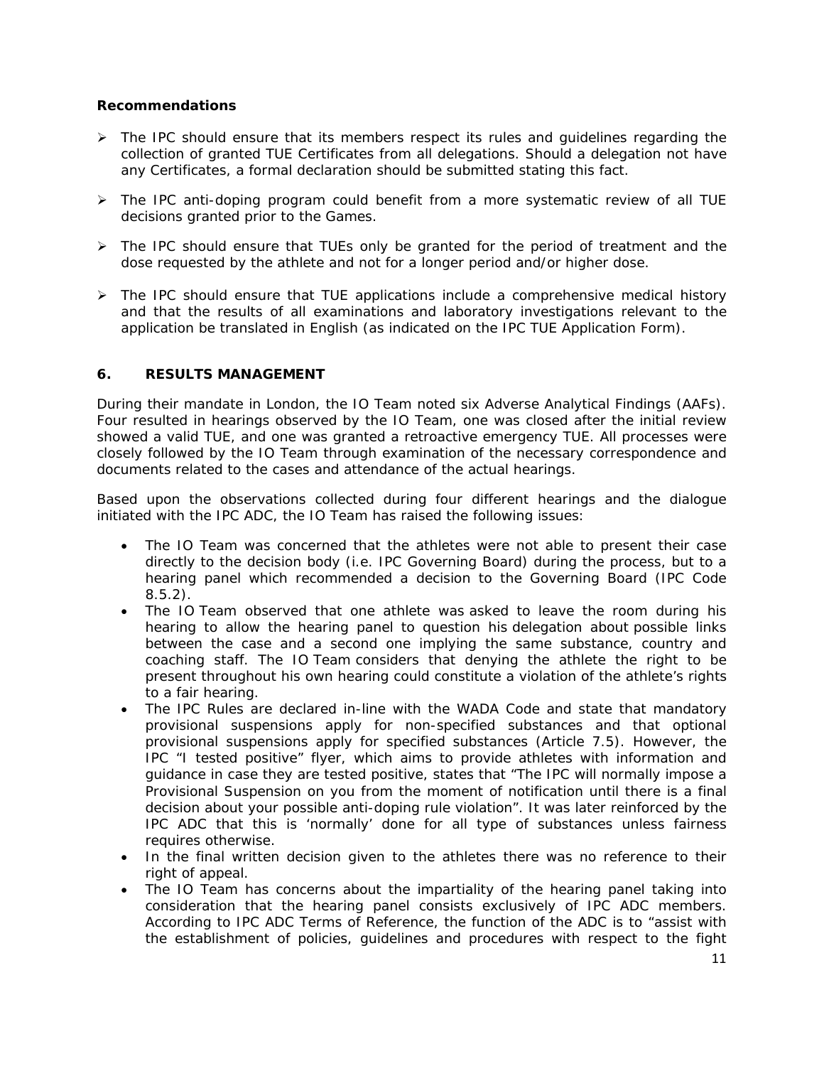**Recommendations**

- The IPC should ensure that its members respect its rules and guidelines regarding the collection of granted TUE Certificates from all delegations. Should a delegation not have any Certificates, a formal declaration should be submitted stating this fact.
- The IPC anti-doping program could benefit from a more systematic review of all TUE decisions granted prior to the Games.
- The IPC should ensure that TUEs only be granted for the period of treatment and the dose requested by the athlete and not for a longer period and/or higher dose.
- The IPC should ensure that TUE applications include a comprehensive medical history and that the results of all examinations and laboratory investigations relevant to the application be translated in English (as indicated on the IPC TUE Application Form).

## 6. RESULTS MANAGEMENT

During their mandate in London, the IO Team noted six Adverse Analytical Findings (AAFs). Four resulted in hearings observed by the IO Team, one was closed after the initial review showed a valid TUE, and one was granted a retroactive emergency TUE. All processes were closely followed by the IO Team through examination of the necessary correspondence and documents related to the cases and attendance of the actual hearings.

Based upon the observations collected during four different hearings and the dialogue initiated with the IPC ADC, the IO Team has raised the following issues:

- The IO Team was concerned that the athletes were not able to present their case directly to the decision body (i.e. IPC Governing Board) during the process, but to a hearing panel which recommended a decision to the Governing Board (IPC Code 8.5.2).
- The IO Team observed that one athlete was asked to leave the room during his hearing to allow the hearing panel to question his delegation about possible links between the case and a second one implying the same substance, country and coaching staff. The IO Team considers that denying the athlete the right to be present throughout his own hearing could constitute a violation of the athlete's rights to a fair hearing.
- The IPC Rules are declared in-line with the WADA Code and state that mandatory provisional suspensions apply for non-specified substances and that optional provisional suspensions apply for specified substances (Article 7.5). However, the IPC "I tested positive" flyer, which aims to provide athletes with information and guidance in case they are tested positive, states that "The IPC will normally impose a Provisional Suspension on you from the moment of notification until there is a final decision about your possible anti-doping rule violation". It was later reinforced by the IPC ADC that this is 'normally' done for all type of substances unless fairness requires otherwise.
- In the final written decision given to the athletes there was no reference to their right of appeal.
- The IO Team has concerns about the impartiality of the hearing panel taking into consideration that the hearing panel consists exclusively of IPC ADC members. According to IPC ADC Terms of Reference, the function of the ADC is to "assist with the establishment of policies, guidelines and procedures with respect to the fight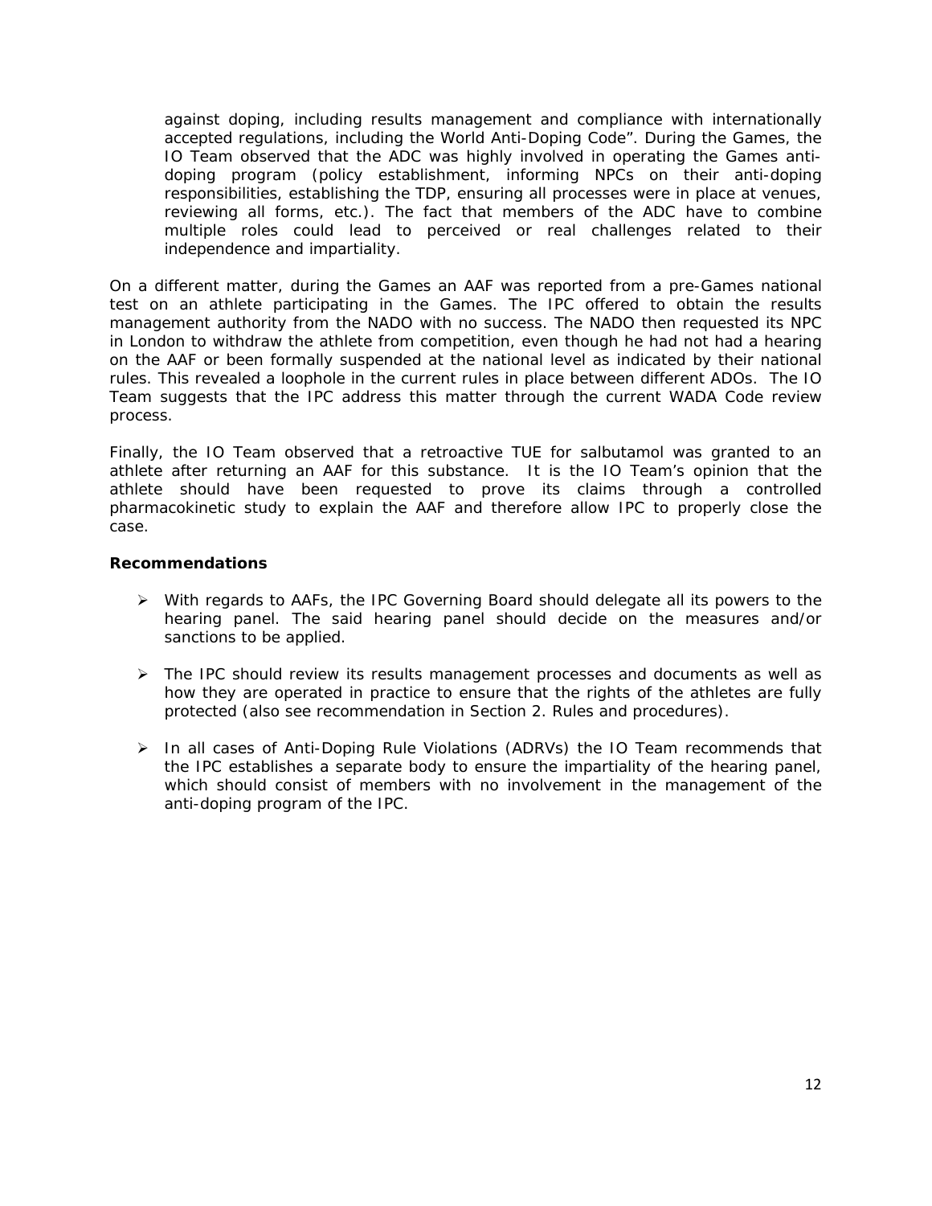against doping, including results management and compliance with internationally accepted regulations, including the World Anti-Doping Code". During the Games, the IO Team observed that the ADC was highly involved in operating the Games anti-doping program (policy establishment, informing NPCs on their anti-doping responsibilities, establishing the TDP, ensuring all processes were in place at venues, reviewing all forms, etc.). The fact that members of the ADC have to combine multiple roles could lead to perceived or real challenges related to their independence and impartiality.

On a different matter, during the Games an AAF was reported from a pre-Games national test on an athlete participating in the Games. The IPC offered to obtain the results management authority from the NADO with no success. The NADO then requested its NPC in London to withdraw the athlete from competition, even though he had not had a hearing on the AAF or been formally suspended at the national level as indicated by their national rules. This revealed a loophole in the current rules in place between different ADOs. The IO Team suggests that the IPC address this matter through the current WADA Code review process.

Finally, the IO Team observed that a retroactive TUE for salbutamol was granted to an athlete after returning an AAF for this substance. It is the IO Team's opinion that the athlete should have been requested to prove its claims through a controlled pharmacokinetic study to explain the AAF and therefore allow IPC to properly close the case.

**Recommendations**

- With regards to AAFs, the IPC Governing Board should delegate all its powers to the hearing panel. The said hearing panel should decide on the measures and/or sanctions to be applied.
- The IPC should review its results management processes and documents as well as how they are operated in practice to ensure that the rights of the athletes are fully protected (also see recommendation in Section 2. Rules and procedures).
- In all cases of Anti-Doping Rule Violations (ADRVs) the IO Team recommends that the IPC establishes a separate body to ensure the impartiality of the hearing panel, which should consist of members with no involvement in the management of the anti-doping program of the IPC.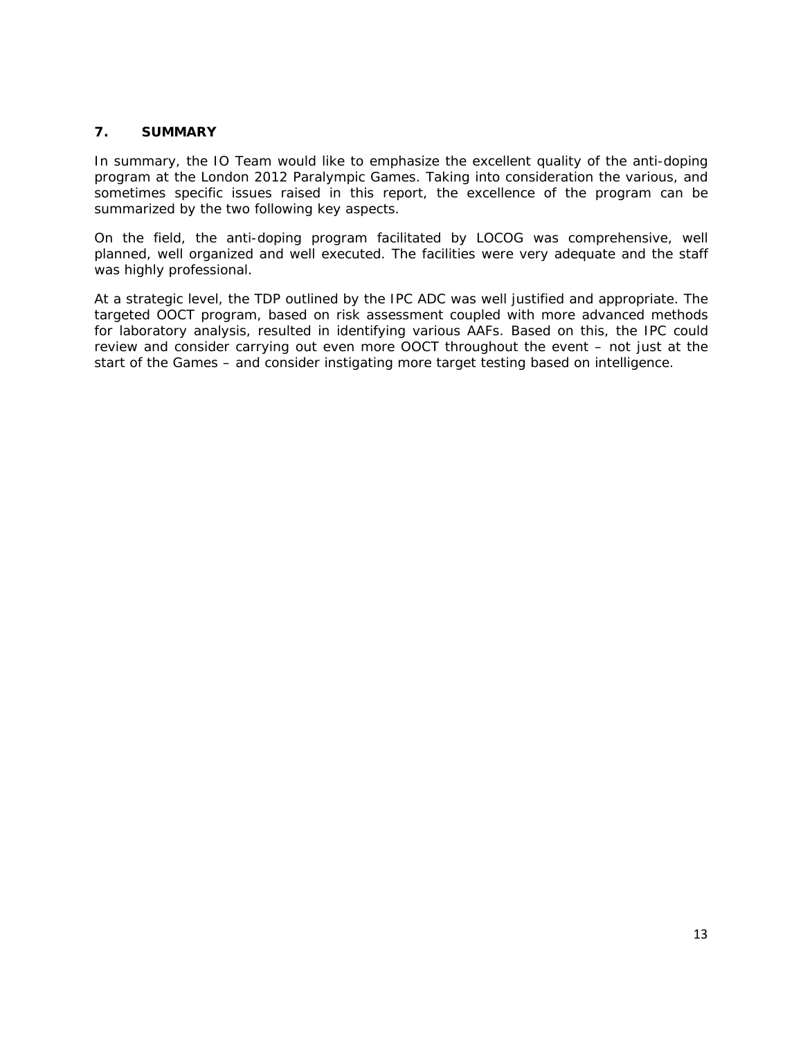## 7. SUMMARY

In summary, the IO Team would like to emphasize the excellent quality of the anti-doping program at the London 2012 Paralympic Games. Taking into consideration the various, and sometimes specific issues raised in this report, the excellence of the program can be summarized by the two following key aspects.

On the field, the anti-doping program facilitated by LOCOG was comprehensive, well planned, well organized and well executed. The facilities were very adequate and the staff was highly professional.

At a strategic level, the TDP outlined by the IPC ADC was well justified and appropriate. The targeted OOCT program, based on risk assessment coupled with more advanced methods for laboratory analysis, resulted in identifying various AAFs. Based on this, the IPC could review and consider carrying out even more OOCT throughout the event – not just at the start of the Games – and consider instigating more target testing based on intelligence.